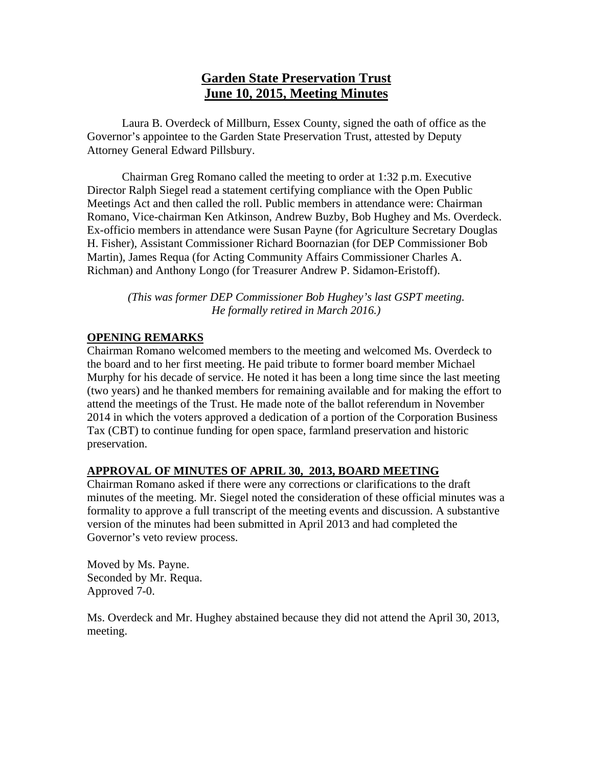# Garden State Preservation Trust
# June 10, 2015, Meeting Minutes

Laura B. Overdeck of Millburn, Essex County, signed the oath of office as the Governor's appointee to the Garden State Preservation Trust, attested by Deputy Attorney General Edward Pillsbury.

Chairman Greg Romano called the meeting to order at 1:32 p.m. Executive Director Ralph Siegel read a statement certifying compliance with the Open Public Meetings Act and then called the roll. Public members in attendance were: Chairman Romano, Vice-chairman Ken Atkinson, Andrew Buzby, Bob Hughey and Ms. Overdeck. Ex-officio members in attendance were Susan Payne (for Agriculture Secretary Douglas H. Fisher), Assistant Commissioner Richard Boornazian (for DEP Commissioner Bob Martin), James Requa (for Acting Community Affairs Commissioner Charles A. Richman) and Anthony Longo (for Treasurer Andrew P. Sidamon-Eristoff).

*(This was former DEP Commissioner Bob Hughey's last GSPT meeting. He formally retired in March 2016.)*

## OPENING REMARKS

Chairman Romano welcomed members to the meeting and welcomed Ms. Overdeck to the board and to her first meeting. He paid tribute to former board member Michael Murphy for his decade of service. He noted it has been a long time since the last meeting (two years) and he thanked members for remaining available and for making the effort to attend the meetings of the Trust. He made note of the ballot referendum in November 2014 in which the voters approved a dedication of a portion of the Corporation Business Tax (CBT) to continue funding for open space, farmland preservation and historic preservation.

## APPROVAL OF MINUTES OF APRIL 30, 2013, BOARD MEETING

Chairman Romano asked if there were any corrections or clarifications to the draft minutes of the meeting. Mr. Siegel noted the consideration of these official minutes was a formality to approve a full transcript of the meeting events and discussion. A substantive version of the minutes had been submitted in April 2013 and had completed the Governor's veto review process.

Moved by Ms. Payne.
Seconded by Mr. Requa.
Approved 7-0.

Ms. Overdeck and Mr. Hughey abstained because they did not attend the April 30, 2013, meeting.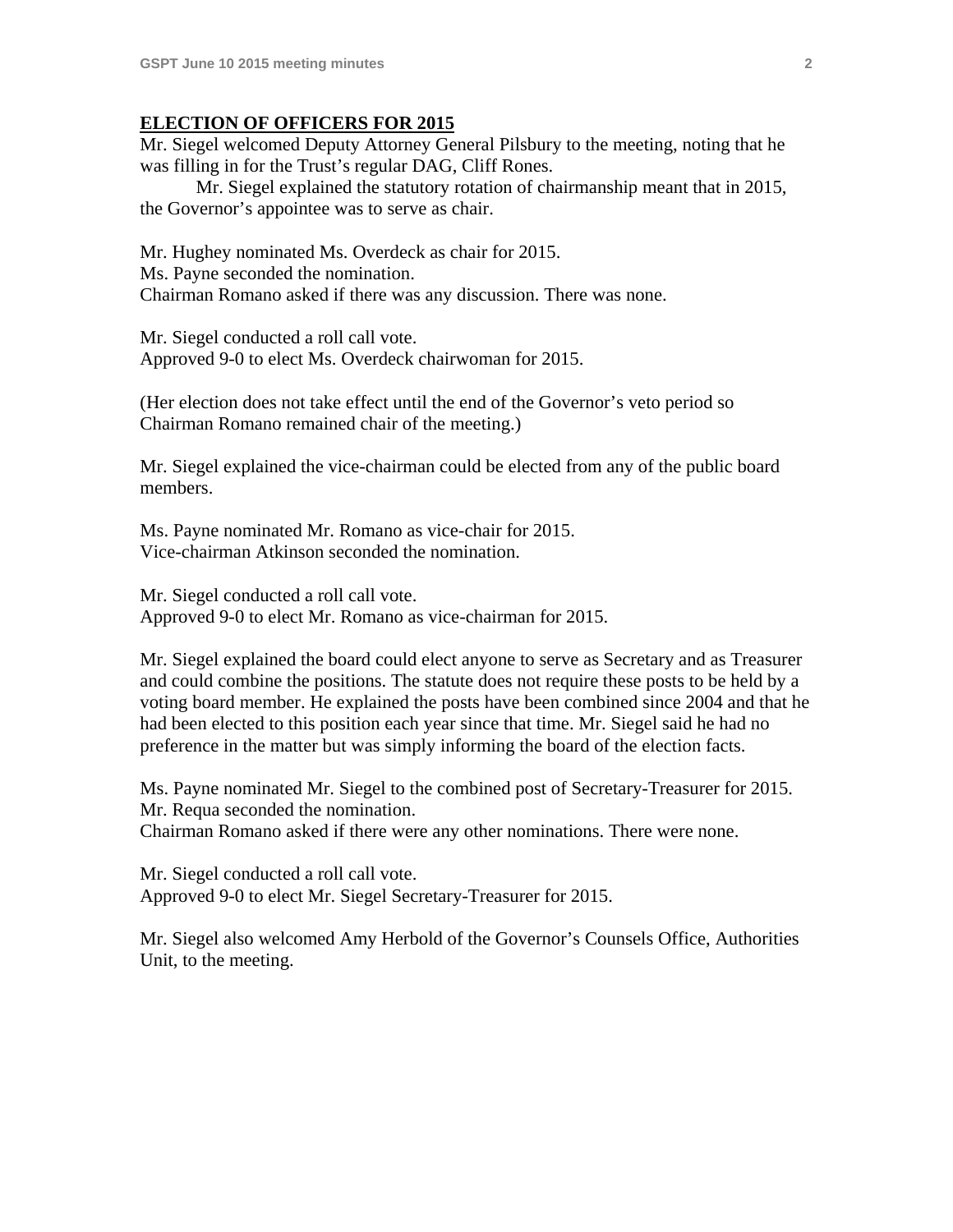**ELECTION OF OFFICERS FOR 2015**

Mr. Siegel welcomed Deputy Attorney General Pilsbury to the meeting, noting that he was filling in for the Trust's regular DAG, Cliff Rones.

Mr. Siegel explained the statutory rotation of chairmanship meant that in 2015, the Governor's appointee was to serve as chair.

Mr. Hughey nominated Ms. Overdeck as chair for 2015.
Ms. Payne seconded the nomination.
Chairman Romano asked if there was any discussion. There was none.

Mr. Siegel conducted a roll call vote.
Approved 9-0 to elect Ms. Overdeck chairwoman for 2015.

(Her election does not take effect until the end of the Governor's veto period so Chairman Romano remained chair of the meeting.)

Mr. Siegel explained the vice-chairman could be elected from any of the public board members.

Ms. Payne nominated Mr. Romano as vice-chair for 2015.
Vice-chairman Atkinson seconded the nomination.

Mr. Siegel conducted a roll call vote.
Approved 9-0 to elect Mr. Romano as vice-chairman for 2015.

Mr. Siegel explained the board could elect anyone to serve as Secretary and as Treasurer and could combine the positions. The statute does not require these posts to be held by a voting board member. He explained the posts have been combined since 2004 and that he had been elected to this position each year since that time. Mr. Siegel said he had no preference in the matter but was simply informing the board of the election facts.

Ms. Payne nominated Mr. Siegel to the combined post of Secretary-Treasurer for 2015.
Mr. Requa seconded the nomination.
Chairman Romano asked if there were any other nominations. There were none.

Mr. Siegel conducted a roll call vote.
Approved 9-0 to elect Mr. Siegel Secretary-Treasurer for 2015.

Mr. Siegel also welcomed Amy Herbold of the Governor's Counsels Office, Authorities Unit, to the meeting.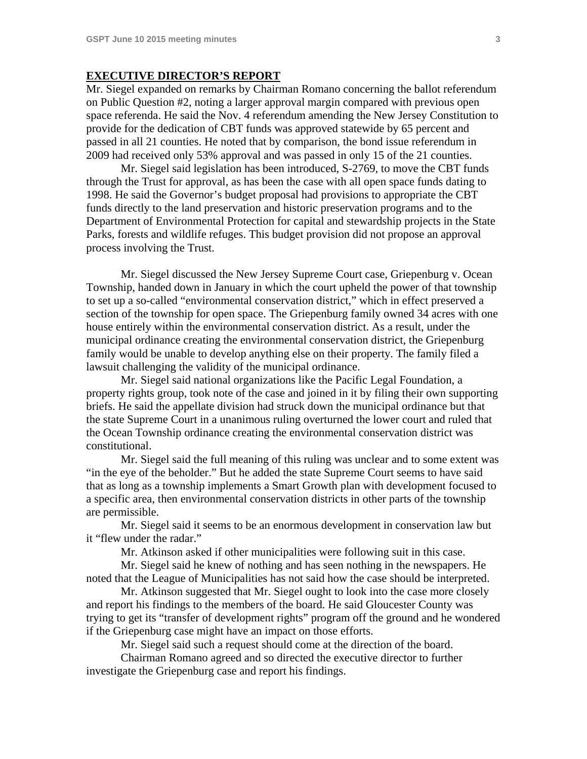**EXECUTIVE DIRECTOR'S REPORT**

Mr. Siegel expanded on remarks by Chairman Romano concerning the ballot referendum on Public Question #2, noting a larger approval margin compared with previous open space referenda. He said the Nov. 4 referendum amending the New Jersey Constitution to provide for the dedication of CBT funds was approved statewide by 65 percent and passed in all 21 counties. He noted that by comparison, the bond issue referendum in 2009 had received only 53% approval and was passed in only 15 of the 21 counties.

Mr. Siegel said legislation has been introduced, S-2769, to move the CBT funds through the Trust for approval, as has been the case with all open space funds dating to 1998. He said the Governor's budget proposal had provisions to appropriate the CBT funds directly to the land preservation and historic preservation programs and to the Department of Environmental Protection for capital and stewardship projects in the State Parks, forests and wildlife refuges. This budget provision did not propose an approval process involving the Trust.

Mr. Siegel discussed the New Jersey Supreme Court case, Griepenburg v. Ocean Township, handed down in January in which the court upheld the power of that township to set up a so-called "environmental conservation district," which in effect preserved a section of the township for open space. The Griepenburg family owned 34 acres with one house entirely within the environmental conservation district. As a result, under the municipal ordinance creating the environmental conservation district, the Griepenburg family would be unable to develop anything else on their property. The family filed a lawsuit challenging the validity of the municipal ordinance.

Mr. Siegel said national organizations like the Pacific Legal Foundation, a property rights group, took note of the case and joined in it by filing their own supporting briefs. He said the appellate division had struck down the municipal ordinance but that the state Supreme Court in a unanimous ruling overturned the lower court and ruled that the Ocean Township ordinance creating the environmental conservation district was constitutional.

Mr. Siegel said the full meaning of this ruling was unclear and to some extent was "in the eye of the beholder." But he added the state Supreme Court seems to have said that as long as a township implements a Smart Growth plan with development focused to a specific area, then environmental conservation districts in other parts of the township are permissible.

Mr. Siegel said it seems to be an enormous development in conservation law but it "flew under the radar."

Mr. Atkinson asked if other municipalities were following suit in this case.

Mr. Siegel said he knew of nothing and has seen nothing in the newspapers. He noted that the League of Municipalities has not said how the case should be interpreted.

Mr. Atkinson suggested that Mr. Siegel ought to look into the case more closely and report his findings to the members of the board. He said Gloucester County was trying to get its "transfer of development rights" program off the ground and he wondered if the Griepenburg case might have an impact on those efforts.

Mr. Siegel said such a request should come at the direction of the board.

Chairman Romano agreed and so directed the executive director to further investigate the Griepenburg case and report his findings.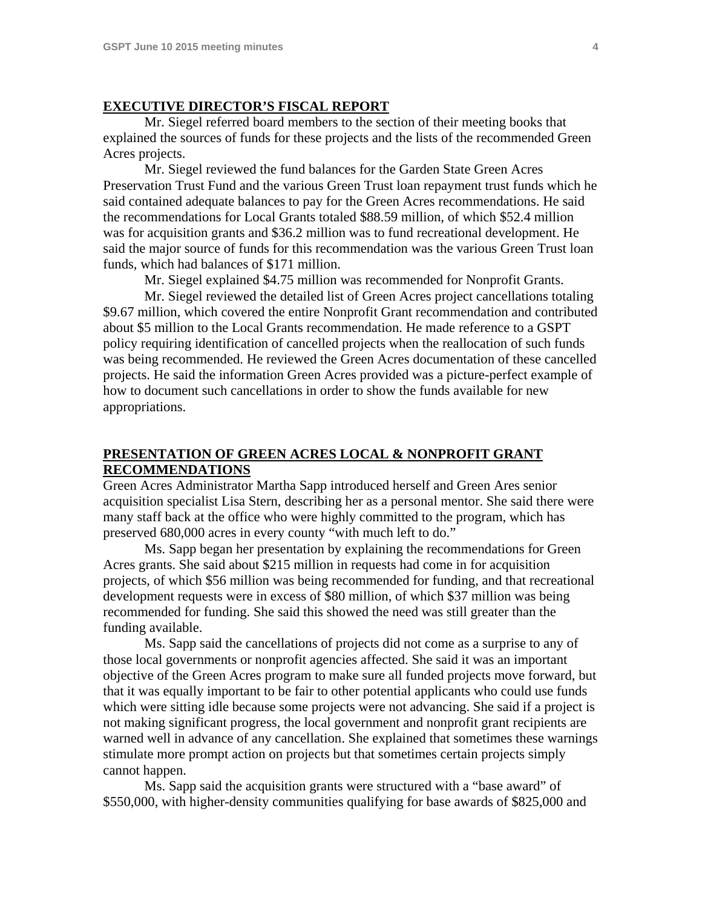**EXECUTIVE DIRECTOR'S FISCAL REPORT**

Mr. Siegel referred board members to the section of their meeting books that explained the sources of funds for these projects and the lists of the recommended Green Acres projects.

Mr. Siegel reviewed the fund balances for the Garden State Green Acres Preservation Trust Fund and the various Green Trust loan repayment trust funds which he said contained adequate balances to pay for the Green Acres recommendations. He said the recommendations for Local Grants totaled $88.59 million, of which $52.4 million was for acquisition grants and $36.2 million was to fund recreational development. He said the major source of funds for this recommendation was the various Green Trust loan funds, which had balances of $171 million.

Mr. Siegel explained $4.75 million was recommended for Nonprofit Grants.

Mr. Siegel reviewed the detailed list of Green Acres project cancellations totaling $9.67 million, which covered the entire Nonprofit Grant recommendation and contributed about $5 million to the Local Grants recommendation. He made reference to a GSPT policy requiring identification of cancelled projects when the reallocation of such funds was being recommended. He reviewed the Green Acres documentation of these cancelled projects. He said the information Green Acres provided was a picture-perfect example of how to document such cancellations in order to show the funds available for new appropriations.

**PRESENTATION OF GREEN ACRES LOCAL & NONPROFIT GRANT RECOMMENDATIONS**

Green Acres Administrator Martha Sapp introduced herself and Green Ares senior acquisition specialist Lisa Stern, describing her as a personal mentor. She said there were many staff back at the office who were highly committed to the program, which has preserved 680,000 acres in every county "with much left to do."

Ms. Sapp began her presentation by explaining the recommendations for Green Acres grants. She said about $215 million in requests had come in for acquisition projects, of which $56 million was being recommended for funding, and that recreational development requests were in excess of $80 million, of which $37 million was being recommended for funding. She said this showed the need was still greater than the funding available.

Ms. Sapp said the cancellations of projects did not come as a surprise to any of those local governments or nonprofit agencies affected. She said it was an important objective of the Green Acres program to make sure all funded projects move forward, but that it was equally important to be fair to other potential applicants who could use funds which were sitting idle because some projects were not advancing. She said if a project is not making significant progress, the local government and nonprofit grant recipients are warned well in advance of any cancellation. She explained that sometimes these warnings stimulate more prompt action on projects but that sometimes certain projects simply cannot happen.

Ms. Sapp said the acquisition grants were structured with a "base award" of $550,000, with higher-density communities qualifying for base awards of $825,000 and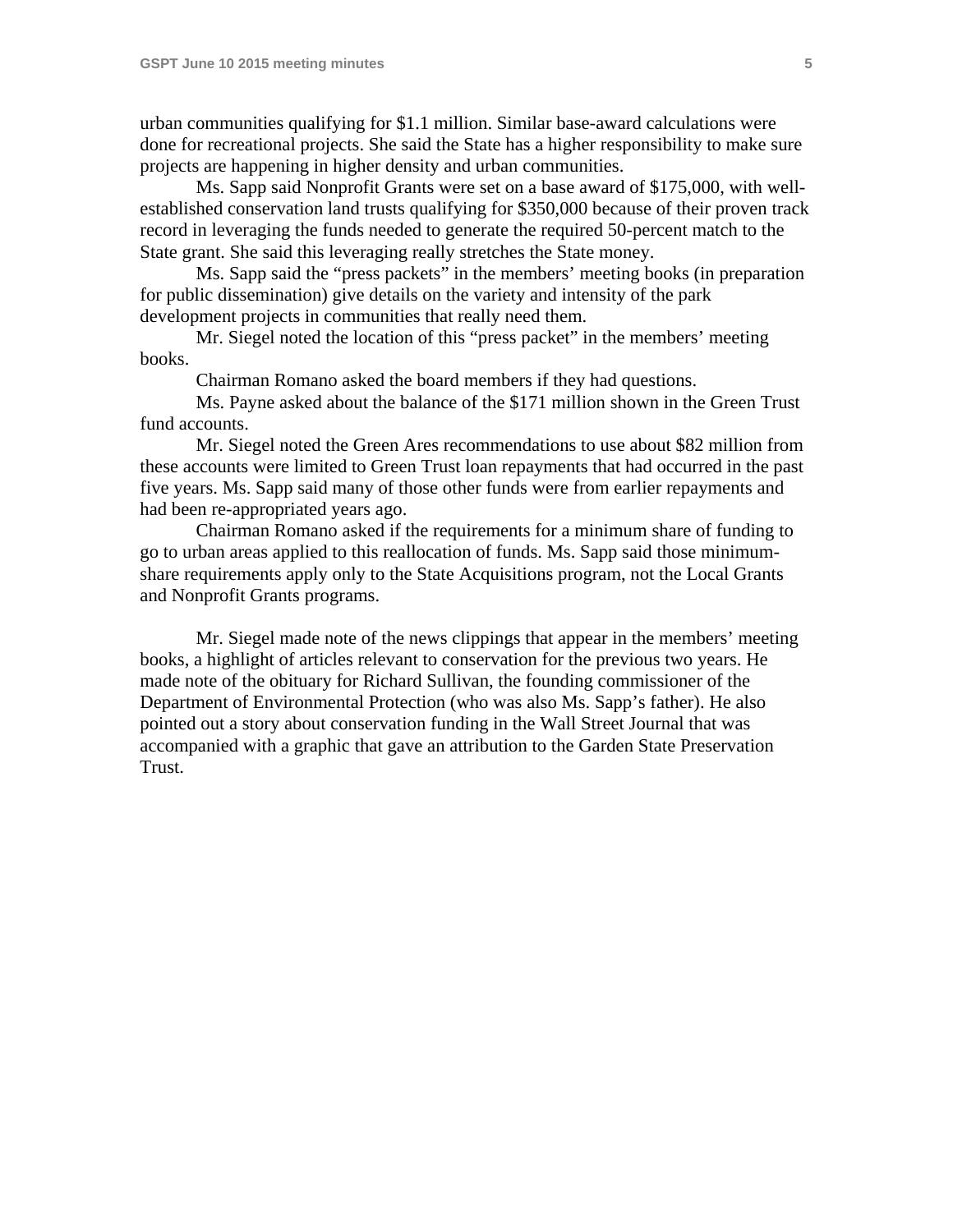urban communities qualifying for $1.1 million. Similar base-award calculations were done for recreational projects. She said the State has a higher responsibility to make sure projects are happening in higher density and urban communities.

Ms. Sapp said Nonprofit Grants were set on a base award of $175,000, with well-established conservation land trusts qualifying for $350,000 because of their proven track record in leveraging the funds needed to generate the required 50-percent match to the State grant. She said this leveraging really stretches the State money.

Ms. Sapp said the “press packets” in the members’ meeting books (in preparation for public dissemination) give details on the variety and intensity of the park development projects in communities that really need them.

Mr. Siegel noted the location of this “press packet” in the members’ meeting books.

Chairman Romano asked the board members if they had questions.

Ms. Payne asked about the balance of the $171 million shown in the Green Trust fund accounts.

Mr. Siegel noted the Green Ares recommendations to use about $82 million from these accounts were limited to Green Trust loan repayments that had occurred in the past five years. Ms. Sapp said many of those other funds were from earlier repayments and had been re-appropriated years ago.

Chairman Romano asked if the requirements for a minimum share of funding to go to urban areas applied to this reallocation of funds. Ms. Sapp said those minimum-share requirements apply only to the State Acquisitions program, not the Local Grants and Nonprofit Grants programs.

Mr. Siegel made note of the news clippings that appear in the members’ meeting books, a highlight of articles relevant to conservation for the previous two years. He made note of the obituary for Richard Sullivan, the founding commissioner of the Department of Environmental Protection (who was also Ms. Sapp’s father). He also pointed out a story about conservation funding in the Wall Street Journal that was accompanied with a graphic that gave an attribution to the Garden State Preservation Trust.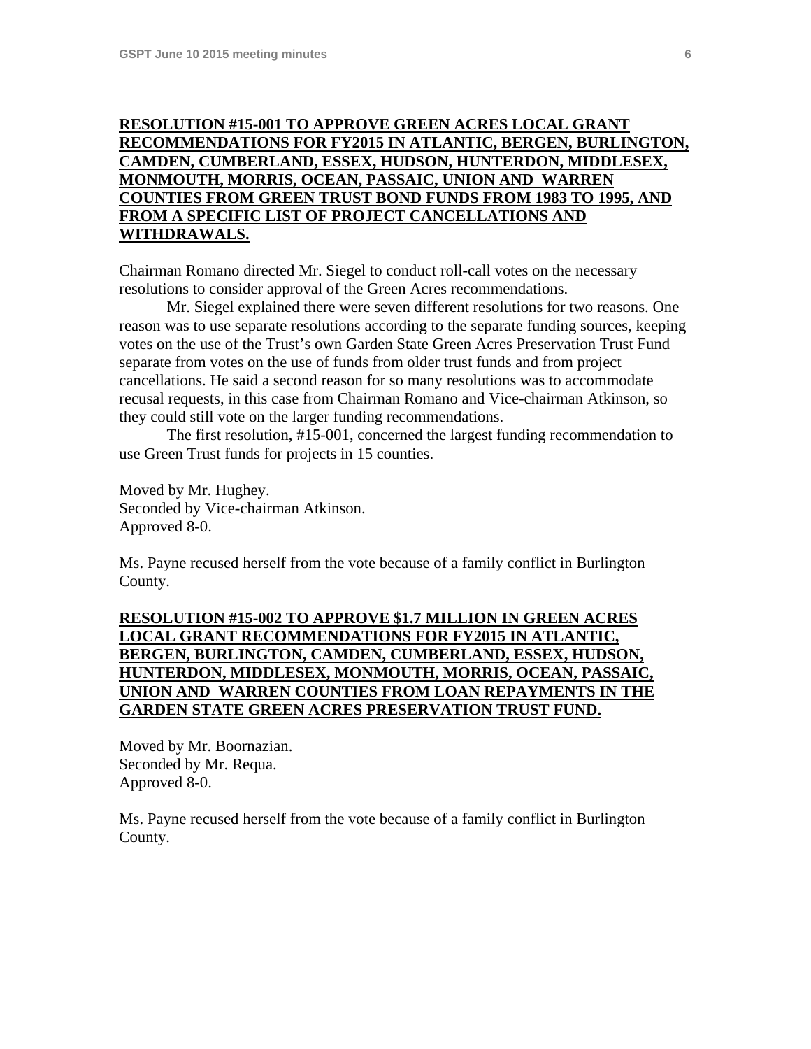**RESOLUTION #15-001 TO APPROVE GREEN ACRES LOCAL GRANT RECOMMENDATIONS FOR FY2015 IN ATLANTIC, BERGEN, BURLINGTON, CAMDEN, CUMBERLAND, ESSEX, HUDSON, HUNTERDON, MIDDLESEX, MONMOUTH, MORRIS, OCEAN, PASSAIC, UNION AND WARREN COUNTIES FROM GREEN TRUST BOND FUNDS FROM 1983 TO 1995, AND FROM A SPECIFIC LIST OF PROJECT CANCELLATIONS AND WITHDRAWALS.**

Chairman Romano directed Mr. Siegel to conduct roll-call votes on the necessary resolutions to consider approval of the Green Acres recommendations.

Mr. Siegel explained there were seven different resolutions for two reasons. One reason was to use separate resolutions according to the separate funding sources, keeping votes on the use of the Trust's own Garden State Green Acres Preservation Trust Fund separate from votes on the use of funds from older trust funds and from project cancellations. He said a second reason for so many resolutions was to accommodate recusal requests, in this case from Chairman Romano and Vice-chairman Atkinson, so they could still vote on the larger funding recommendations.

The first resolution, #15-001, concerned the largest funding recommendation to use Green Trust funds for projects in 15 counties.

Moved by Mr. Hughey.
Seconded by Vice-chairman Atkinson.
Approved 8-0.

Ms. Payne recused herself from the vote because of a family conflict in Burlington County.

**RESOLUTION #15-002 TO APPROVE $1.7 MILLION IN GREEN ACRES LOCAL GRANT RECOMMENDATIONS FOR FY2015 IN ATLANTIC, BERGEN, BURLINGTON, CAMDEN, CUMBERLAND, ESSEX, HUDSON, HUNTERDON, MIDDLESEX, MONMOUTH, MORRIS, OCEAN, PASSAIC, UNION AND WARREN COUNTIES FROM LOAN REPAYMENTS IN THE GARDEN STATE GREEN ACRES PRESERVATION TRUST FUND.**

Moved by Mr. Boornazian.
Seconded by Mr. Requa.
Approved 8-0.

Ms. Payne recused herself from the vote because of a family conflict in Burlington County.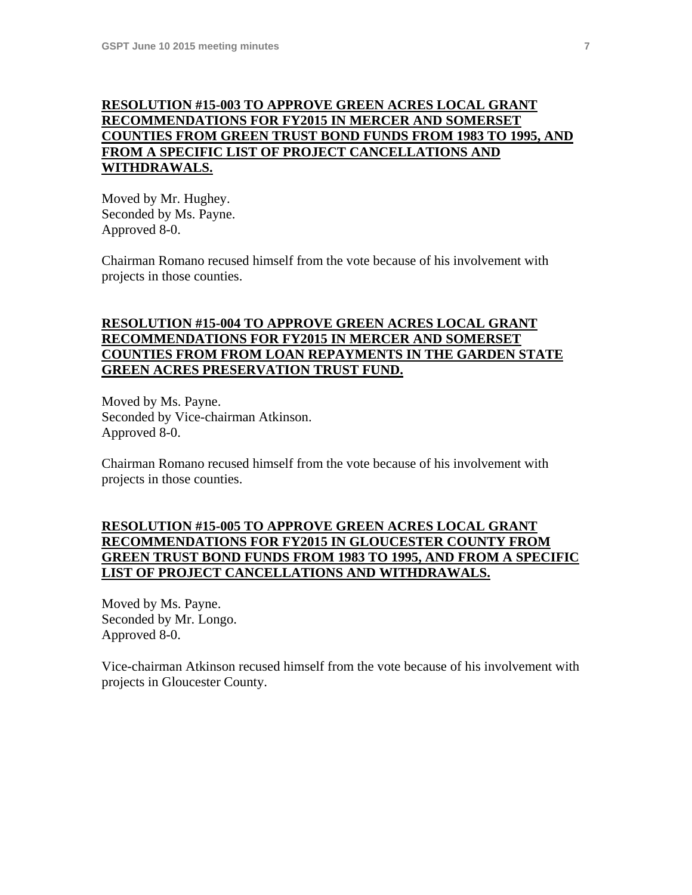**RESOLUTION #15-003 TO APPROVE GREEN ACRES LOCAL GRANT RECOMMENDATIONS FOR FY2015 IN MERCER AND SOMERSET COUNTIES FROM GREEN TRUST BOND FUNDS FROM 1983 TO 1995, AND FROM A SPECIFIC LIST OF PROJECT CANCELLATIONS AND WITHDRAWALS.**

Moved by Mr. Hughey.
Seconded by Ms. Payne.
Approved 8-0.

Chairman Romano recused himself from the vote because of his involvement with projects in those counties.

**RESOLUTION #15-004 TO APPROVE GREEN ACRES LOCAL GRANT RECOMMENDATIONS FOR FY2015 IN MERCER AND SOMERSET COUNTIES FROM FROM LOAN REPAYMENTS IN THE GARDEN STATE GREEN ACRES PRESERVATION TRUST FUND.**

Moved by Ms. Payne.
Seconded by Vice-chairman Atkinson.
Approved 8-0.

Chairman Romano recused himself from the vote because of his involvement with projects in those counties.

**RESOLUTION #15-005 TO APPROVE GREEN ACRES LOCAL GRANT RECOMMENDATIONS FOR FY2015 IN GLOUCESTER COUNTY FROM GREEN TRUST BOND FUNDS FROM 1983 TO 1995, AND FROM A SPECIFIC LIST OF PROJECT CANCELLATIONS AND WITHDRAWALS.**

Moved by Ms. Payne.
Seconded by Mr. Longo.
Approved 8-0.

Vice-chairman Atkinson recused himself from the vote because of his involvement with projects in Gloucester County.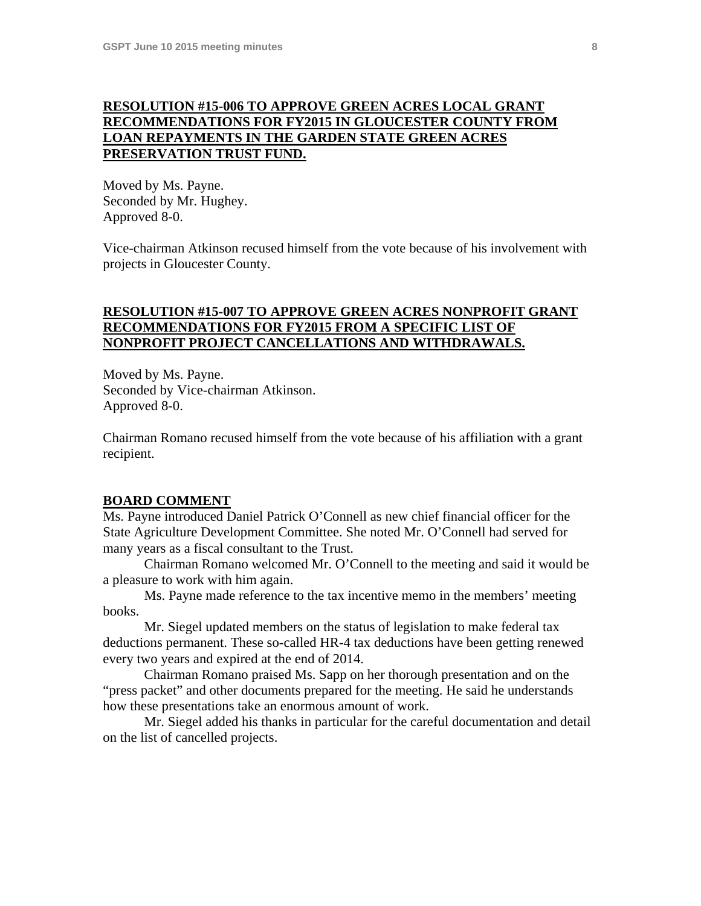**RESOLUTION #15-006 TO APPROVE GREEN ACRES LOCAL GRANT RECOMMENDATIONS FOR FY2015 IN GLOUCESTER COUNTY FROM LOAN REPAYMENTS IN THE GARDEN STATE GREEN ACRES PRESERVATION TRUST FUND.**

Moved by Ms. Payne.
Seconded by Mr. Hughey.
Approved 8-0.

Vice-chairman Atkinson recused himself from the vote because of his involvement with projects in Gloucester County.

**RESOLUTION #15-007 TO APPROVE GREEN ACRES NONPROFIT GRANT RECOMMENDATIONS FOR FY2015 FROM A SPECIFIC LIST OF NONPROFIT PROJECT CANCELLATIONS AND WITHDRAWALS.**

Moved by Ms. Payne.
Seconded by Vice-chairman Atkinson.
Approved 8-0.

Chairman Romano recused himself from the vote because of his affiliation with a grant recipient.

**BOARD COMMENT**

Ms. Payne introduced Daniel Patrick O'Connell as new chief financial officer for the State Agriculture Development Committee. She noted Mr. O'Connell had served for many years as a fiscal consultant to the Trust.

Chairman Romano welcomed Mr. O'Connell to the meeting and said it would be a pleasure to work with him again.

Ms. Payne made reference to the tax incentive memo in the members' meeting books.

Mr. Siegel updated members on the status of legislation to make federal tax deductions permanent. These so-called HR-4 tax deductions have been getting renewed every two years and expired at the end of 2014.

Chairman Romano praised Ms. Sapp on her thorough presentation and on the "press packet" and other documents prepared for the meeting. He said he understands how these presentations take an enormous amount of work.

Mr. Siegel added his thanks in particular for the careful documentation and detail on the list of cancelled projects.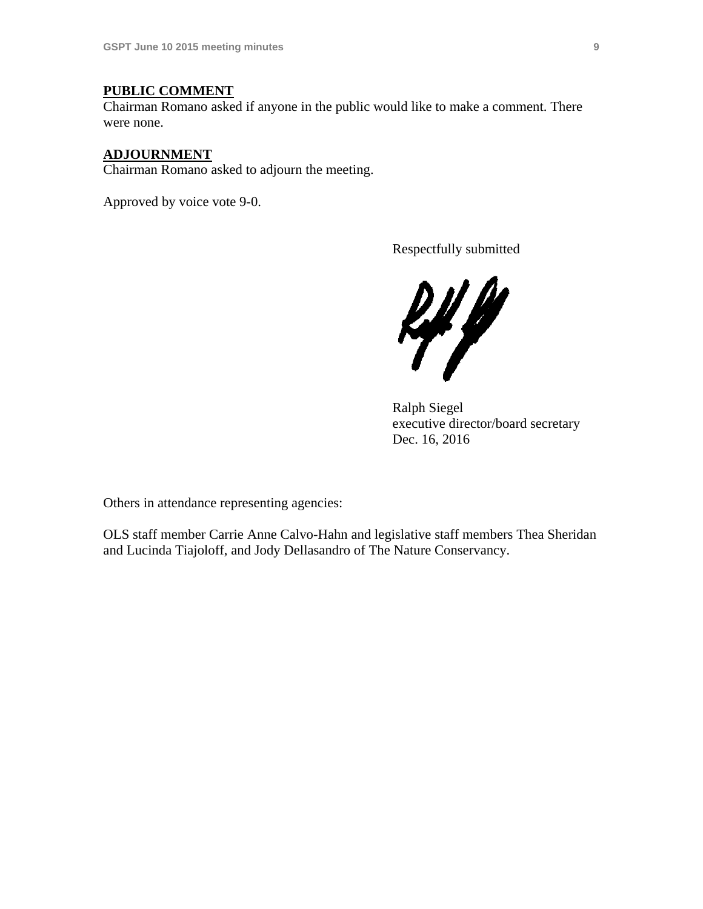**PUBLIC COMMENT**
Chairman Romano asked if anyone in the public would like to make a comment. There were none.

**ADJOURNMENT**
Chairman Romano asked to adjourn the meeting.

Approved by voice vote 9-0.

Respectfully submitted

Ralph Siegel
executive director/board secretary
Dec. 16, 2016

Others in attendance representing agencies:

OLS staff member Carrie Anne Calvo-Hahn and legislative staff members Thea Sheridan and Lucinda Tiajoloff, and Jody Dellasandro of The Nature Conservancy.